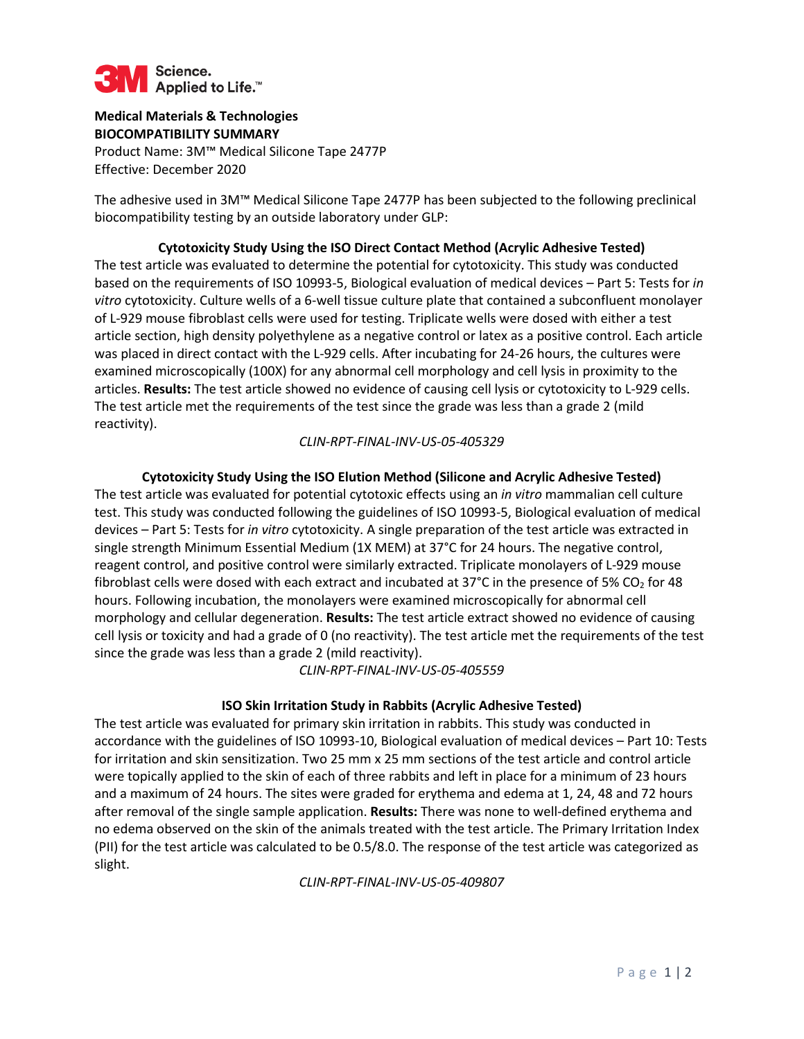3M Science. Applied to Life.™

**Medical Materials & Technologies**
**BIOCOMPATIBILITY SUMMARY**
Product Name: 3M™ Medical Silicone Tape 2477P
Effective: December 2020

The adhesive used in 3M™ Medical Silicone Tape 2477P has been subjected to the following preclinical biocompatibility testing by an outside laboratory under GLP:

### Cytotoxicity Study Using the ISO Direct Contact Method (Acrylic Adhesive Tested)

The test article was evaluated to determine the potential for cytotoxicity. This study was conducted based on the requirements of ISO 10993-5, Biological evaluation of medical devices – Part 5: Tests for *in vitro* cytotoxicity. Culture wells of a 6-well tissue culture plate that contained a subconfluent monolayer of L-929 mouse fibroblast cells were used for testing. Triplicate wells were dosed with either a test article section, high density polyethylene as a negative control or latex as a positive control. Each article was placed in direct contact with the L-929 cells. After incubating for 24-26 hours, the cultures were examined microscopically (100X) for any abnormal cell morphology and cell lysis in proximity to the articles. **Results:** The test article showed no evidence of causing cell lysis or cytotoxicity to L-929 cells. The test article met the requirements of the test since the grade was less than a grade 2 (mild reactivity).

*CLIN-RPT-FINAL-INV-US-05-405329*

### Cytotoxicity Study Using the ISO Elution Method (Silicone and Acrylic Adhesive Tested)

The test article was evaluated for potential cytotoxic effects using an *in vitro* mammalian cell culture test. This study was conducted following the guidelines of ISO 10993-5, Biological evaluation of medical devices – Part 5: Tests for *in vitro* cytotoxicity. A single preparation of the test article was extracted in single strength Minimum Essential Medium (1X MEM) at 37°C for 24 hours. The negative control, reagent control, and positive control were similarly extracted. Triplicate monolayers of L-929 mouse fibroblast cells were dosed with each extract and incubated at 37°C in the presence of 5% $CO_2$ for 48 hours. Following incubation, the monolayers were examined microscopically for abnormal cell morphology and cellular degeneration. **Results:** The test article extract showed no evidence of causing cell lysis or toxicity and had a grade of 0 (no reactivity). The test article met the requirements of the test since the grade was less than a grade 2 (mild reactivity).

*CLIN-RPT-FINAL-INV-US-05-405559*

### ISO Skin Irritation Study in Rabbits (Acrylic Adhesive Tested)

The test article was evaluated for primary skin irritation in rabbits. This study was conducted in accordance with the guidelines of ISO 10993-10, Biological evaluation of medical devices – Part 10: Tests for irritation and skin sensitization. Two 25 mm x 25 mm sections of the test article and control article were topically applied to the skin of each of three rabbits and left in place for a minimum of 23 hours and a maximum of 24 hours. The sites were graded for erythema and edema at 1, 24, 48 and 72 hours after removal of the single sample application. **Results:** There was none to well-defined erythema and no edema observed on the skin of the animals treated with the test article. The Primary Irritation Index (PII) for the test article was calculated to be 0.5/8.0. The response of the test article was categorized as slight.

*CLIN-RPT-FINAL-INV-US-05-409807*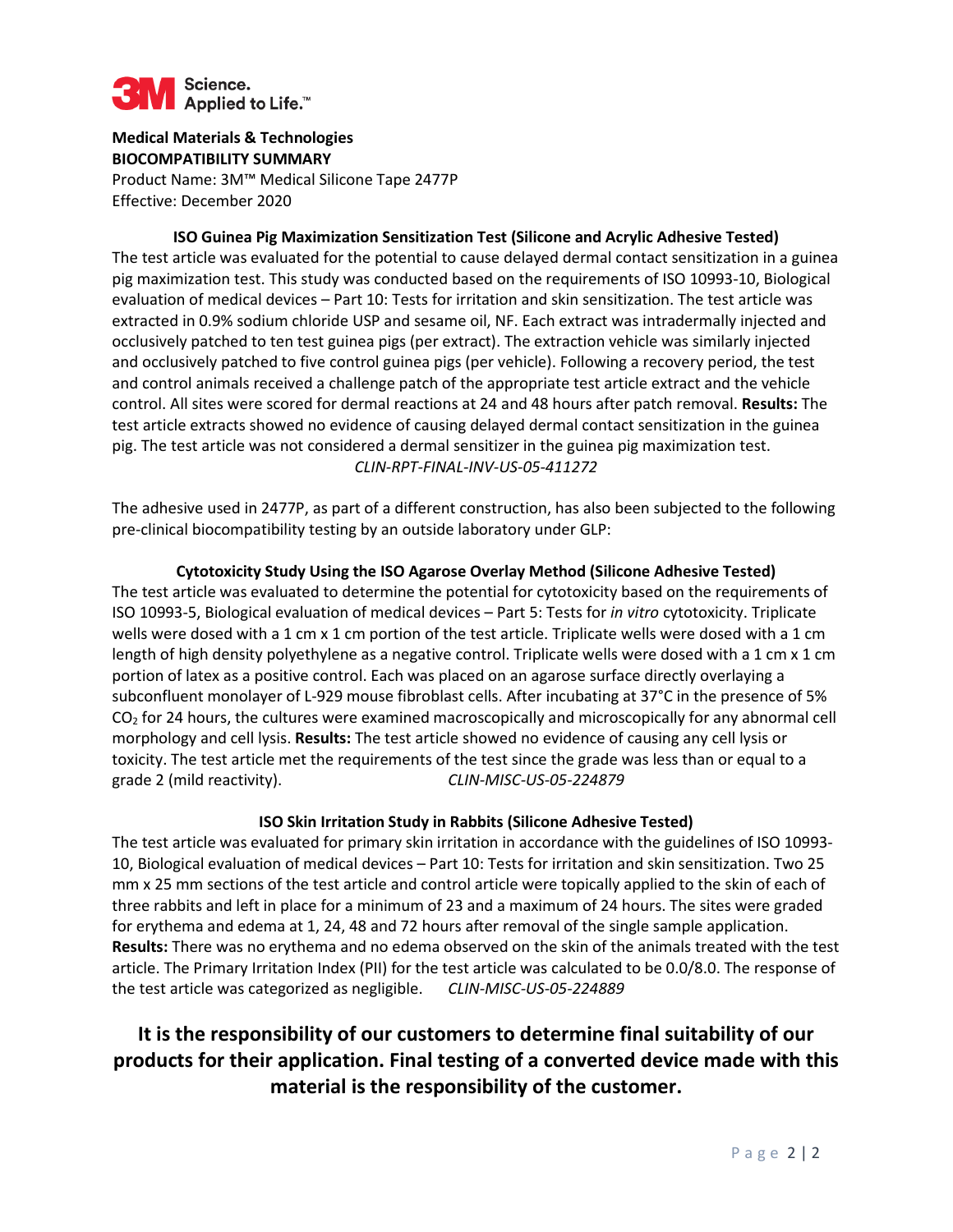3M Science. Applied to Life.™

**Medical Materials & Technologies**
**BIOCOMPATIBILITY SUMMARY**
Product Name: 3M™ Medical Silicone Tape 2477P
Effective: December 2020

### ISO Guinea Pig Maximization Sensitization Test (Silicone and Acrylic Adhesive Tested)

The test article was evaluated for the potential to cause delayed dermal contact sensitization in a guinea pig maximization test. This study was conducted based on the requirements of ISO 10993-10, Biological evaluation of medical devices – Part 10: Tests for irritation and skin sensitization. The test article was extracted in 0.9% sodium chloride USP and sesame oil, NF. Each extract was intradermally injected and occlusively patched to ten test guinea pigs (per extract). The extraction vehicle was similarly injected and occlusively patched to five control guinea pigs (per vehicle). Following a recovery period, the test and control animals received a challenge patch of the appropriate test article extract and the vehicle control. All sites were scored for dermal reactions at 24 and 48 hours after patch removal. **Results:** The test article extracts showed no evidence of causing delayed dermal contact sensitization in the guinea pig. The test article was not considered a dermal sensitizer in the guinea pig maximization test.
*CLIN-RPT-FINAL-INV-US-05-411272*

The adhesive used in 2477P, as part of a different construction, has also been subjected to the following pre-clinical biocompatibility testing by an outside laboratory under GLP:

### Cytotoxicity Study Using the ISO Agarose Overlay Method (Silicone Adhesive Tested)

The test article was evaluated to determine the potential for cytotoxicity based on the requirements of ISO 10993-5, Biological evaluation of medical devices – Part 5: Tests for *in vitro* cytotoxicity. Triplicate wells were dosed with a 1 cm x 1 cm portion of the test article. Triplicate wells were dosed with a 1 cm length of high density polyethylene as a negative control. Triplicate wells were dosed with a 1 cm x 1 cm portion of latex as a positive control. Each was placed on an agarose surface directly overlaying a subconfluent monolayer of L-929 mouse fibroblast cells. After incubating at 37°C in the presence of 5% $CO_2$ for 24 hours, the cultures were examined macroscopically and microscopically for any abnormal cell morphology and cell lysis. **Results:** The test article showed no evidence of causing any cell lysis or toxicity. The test article met the requirements of the test since the grade was less than or equal to a grade 2 (mild reactivity). *CLIN-MISC-US-05-224879*

### ISO Skin Irritation Study in Rabbits (Silicone Adhesive Tested)

The test article was evaluated for primary skin irritation in accordance with the guidelines of ISO 10993-10, Biological evaluation of medical devices – Part 10: Tests for irritation and skin sensitization. Two 25 mm x 25 mm sections of the test article and control article were topically applied to the skin of each of three rabbits and left in place for a minimum of 23 and a maximum of 24 hours. The sites were graded for erythema and edema at 1, 24, 48 and 72 hours after removal of the single sample application. **Results:** There was no erythema and no edema observed on the skin of the animals treated with the test article. The Primary Irritation Index (PII) for the test article was calculated to be 0.0/8.0. The response of the test article was categorized as negligible. *CLIN-MISC-US-05-224889*

## It is the responsibility of our customers to determine final suitability of our products for their application. Final testing of a converted device made with this material is the responsibility of the customer.